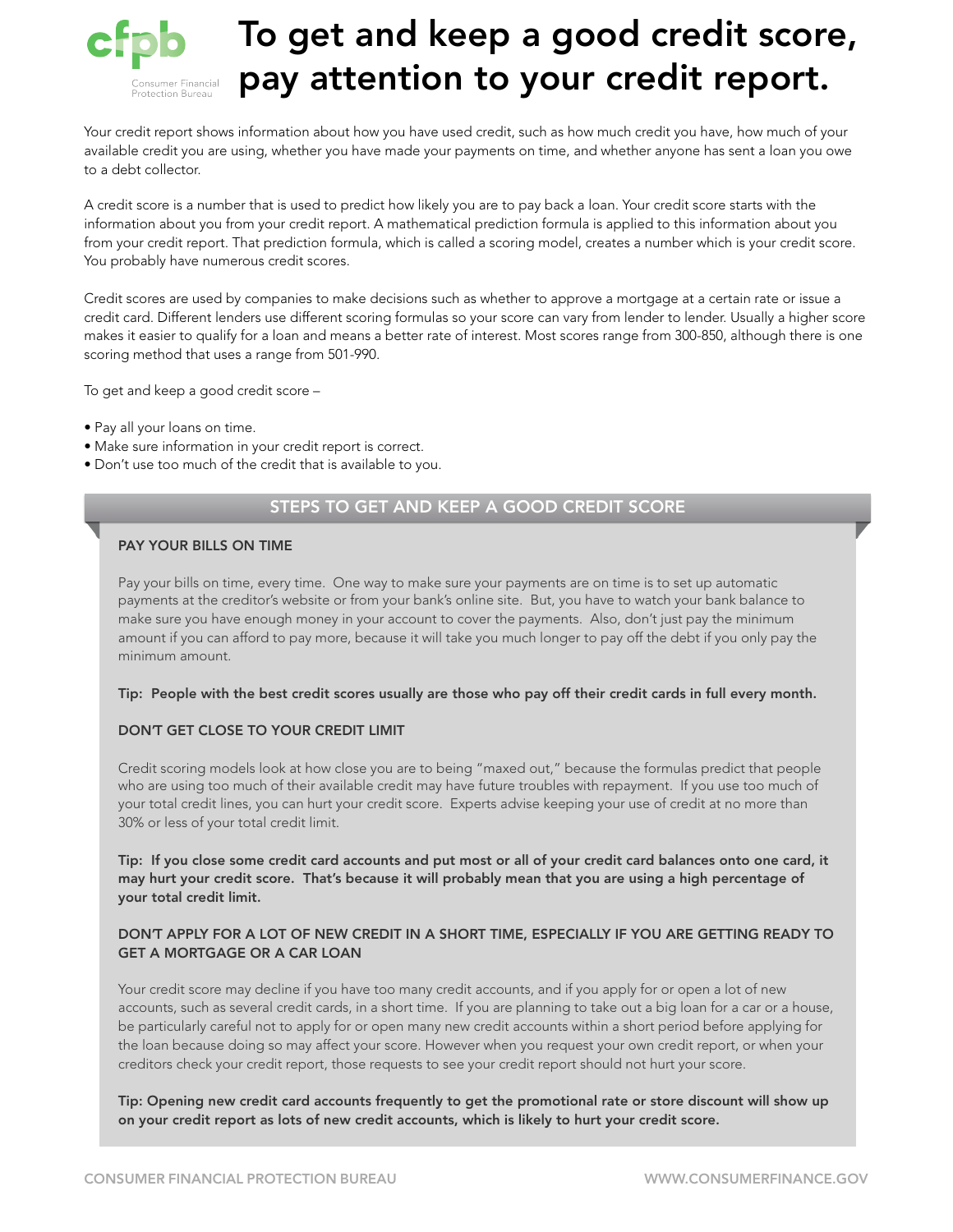# To get and keep a good credit score, pay attention to your credit report.

Your credit report shows information about how you have used credit, such as how much credit you have, how much of your available credit you are using, whether you have made your payments on time, and whether anyone has sent a loan you owe to a debt collector.

A credit score is a number that is used to predict how likely you are to pay back a loan. Your credit score starts with the information about you from your credit report. A mathematical prediction formula is applied to this information about you from your credit report. That prediction formula, which is called a scoring model, creates a number which is your credit score. You probably have numerous credit scores.

Credit scores are used by companies to make decisions such as whether to approve a mortgage at a certain rate or issue a credit card. Different lenders use different scoring formulas so your score can vary from lender to lender. Usually a higher score makes it easier to qualify for a loan and means a better rate of interest. Most scores range from 300-850, although there is one scoring method that uses a range from 501-990.

To get and keep a good credit score –

- Pay all your loans on time.
- Make sure information in your credit report is correct.
- Don't use too much of the credit that is available to you.

## STEPS TO GET AND KEEP A GOOD CREDIT SCORE

### PAY YOUR BILLS ON TIME

Pay your bills on time, every time. One way to make sure your payments are on time is to set up automatic payments at the creditor's website or from your bank's online site. But, you have to watch your bank balance to make sure you have enough money in your account to cover the payments. Also, don't just pay the minimum amount if you can afford to pay more, because it will take you much longer to pay off the debt if you only pay the minimum amount.

**Tip: People with the best credit scores usually are those who pay off their credit cards in full every month.**

### DON'T GET CLOSE TO YOUR CREDIT LIMIT

Credit scoring models look at how close you are to being "maxed out," because the formulas predict that people who are using too much of their available credit may have future troubles with repayment. If you use too much of your total credit lines, you can hurt your credit score. Experts advise keeping your use of credit at no more than 30% or less of your total credit limit.

**Tip: If you close some credit card accounts and put most or all of your credit card balances onto one card, it may hurt your credit score. That's because it will probably mean that you are using a high percentage of your total credit limit.**

### DON'T APPLY FOR A LOT OF NEW CREDIT IN A SHORT TIME, ESPECIALLY IF YOU ARE GETTING READY TO GET A MORTGAGE OR A CAR LOAN

Your credit score may decline if you have too many credit accounts, and if you apply for or open a lot of new accounts, such as several credit cards, in a short time. If you are planning to take out a big loan for a car or a house, be particularly careful not to apply for or open many new credit accounts within a short period before applying for the loan because doing so may affect your score. However when you request your own credit report, or when your creditors check your credit report, those requests to see your credit report should not hurt your score.

**Tip: Opening new credit card accounts frequently to get the promotional rate or store discount will show up on your credit report as lots of new credit accounts, which is likely to hurt your credit score.**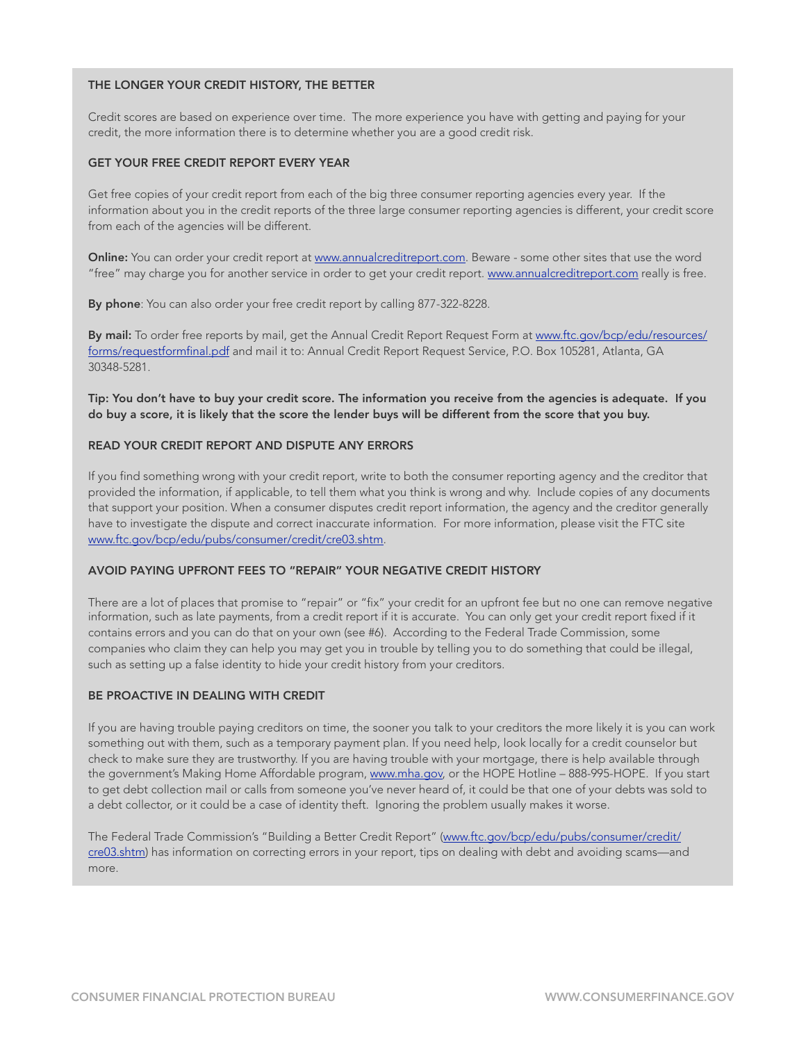## THE LONGER YOUR CREDIT HISTORY, THE BETTER

Credit scores are based on experience over time. The more experience you have with getting and paying for your credit, the more information there is to determine whether you are a good credit risk.

## GET YOUR FREE CREDIT REPORT EVERY YEAR

Get free copies of your credit report from each of the big three consumer reporting agencies every year. If the information about you in the credit reports of the three large consumer reporting agencies is different, your credit score from each of the agencies will be different.

**Online:** You can order your credit report at www.annualcreditreport.com. Beware - some other sites that use the word "free" may charge you for another service in order to get your credit report. www.annualcreditreport.com really is free.

**By phone**: You can also order your free credit report by calling 877-322-8228.

**By mail:** To order free reports by mail, get the Annual Credit Report Request Form at www.ftc.gov/bcp/edu/resources/forms/requestformfinal.pdf and mail it to: Annual Credit Report Request Service, P.O. Box 105281, Atlanta, GA 30348-5281.

**Tip: You don't have to buy your credit score. The information you receive from the agencies is adequate. If you do buy a score, it is likely that the score the lender buys will be different from the score that you buy.**

## READ YOUR CREDIT REPORT AND DISPUTE ANY ERRORS

If you find something wrong with your credit report, write to both the consumer reporting agency and the creditor that provided the information, if applicable, to tell them what you think is wrong and why. Include copies of any documents that support your position. When a consumer disputes credit report information, the agency and the creditor generally have to investigate the dispute and correct inaccurate information. For more information, please visit the FTC site www.ftc.gov/bcp/edu/pubs/consumer/credit/cre03.shtm.

## AVOID PAYING UPFRONT FEES TO "REPAIR" YOUR NEGATIVE CREDIT HISTORY

There are a lot of places that promise to "repair" or "fix" your credit for an upfront fee but no one can remove negative information, such as late payments, from a credit report if it is accurate. You can only get your credit report fixed if it contains errors and you can do that on your own (see #6). According to the Federal Trade Commission, some companies who claim they can help you may get you in trouble by telling you to do something that could be illegal, such as setting up a false identity to hide your credit history from your creditors.

## BE PROACTIVE IN DEALING WITH CREDIT

If you are having trouble paying creditors on time, the sooner you talk to your creditors the more likely it is you can work something out with them, such as a temporary payment plan. If you need help, look locally for a credit counselor but check to make sure they are trustworthy. If you are having trouble with your mortgage, there is help available through the government's Making Home Affordable program, www.mha.gov, or the HOPE Hotline – 888-995-HOPE. If you start to get debt collection mail or calls from someone you've never heard of, it could be that one of your debts was sold to a debt collector, or it could be a case of identity theft. Ignoring the problem usually makes it worse.

The Federal Trade Commission's "Building a Better Credit Report" (www.ftc.gov/bcp/edu/pubs/consumer/credit/cre03.shtm) has information on correcting errors in your report, tips on dealing with debt and avoiding scams—and more.